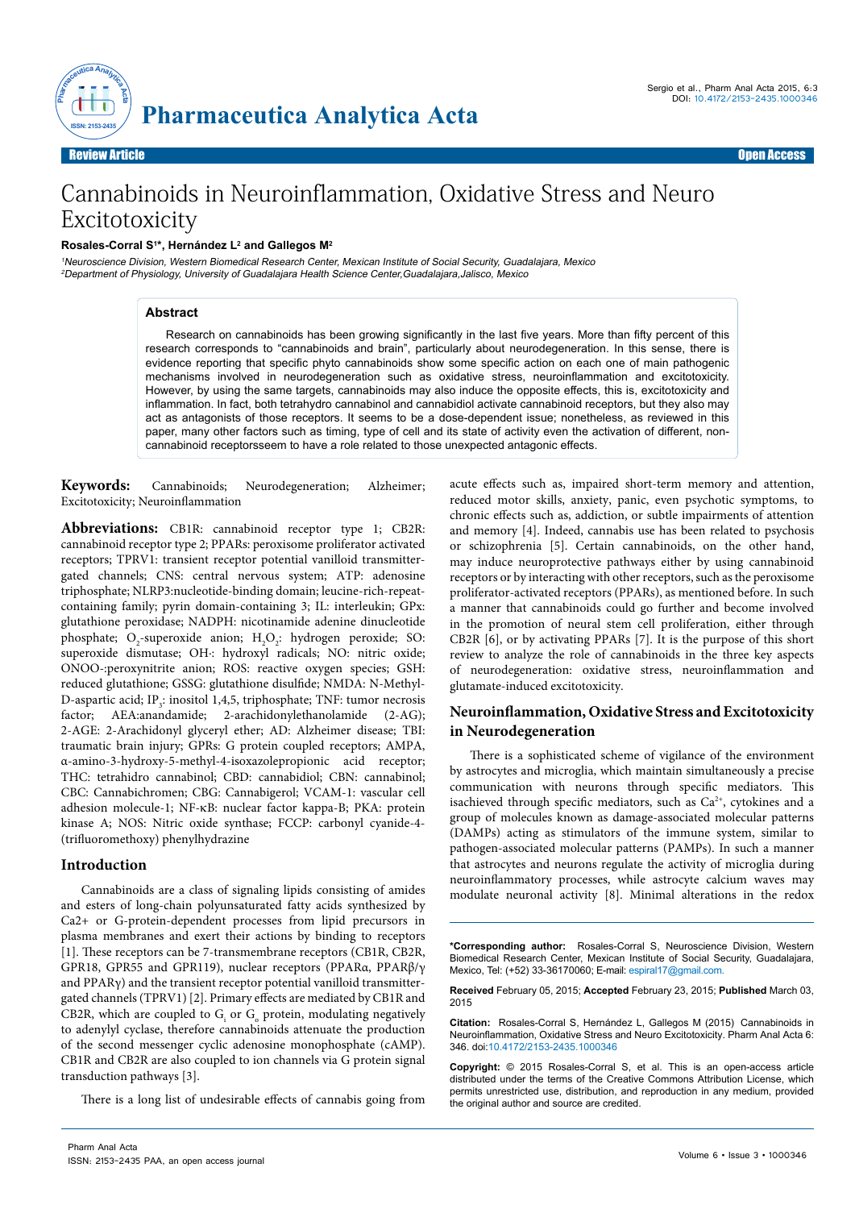Review Article | Open Access

# Cannabinoids in Neuroinflammation, Oxidative Stress and Neuro Excitotoxicity

**Rosales-Corral S[1]*, Hernández L[2] and Gallegos M[2]**

[1]Neuroscience Division, Western Biomedical Research Center, Mexican Institute of Social Security, Guadalajara, Mexico
[2]Department of Physiology, University of Guadalajara Health Science Center,Guadalajara,Jalisco, Mexico

## Abstract

Research on cannabinoids has been growing significantly in the last five years. More than fifty percent of this research corresponds to "cannabinoids and brain", particularly about neurodegeneration. In this sense, there is evidence reporting that specific phyto cannabinoids show some specific action on each one of main pathogenic mechanisms involved in neurodegeneration such as oxidative stress, neuroinflammation and excitotoxicity. However, by using the same targets, cannabinoids may also induce the opposite effects, this is, excitotoxicity and inflammation. In fact, both tetrahydro cannabinol and cannabidiol activate cannabinoid receptors, but they also may act as antagonists of those receptors. It seems to be a dose-dependent issue; nonetheless, as reviewed in this paper, many other factors such as timing, type of cell and its state of activity even the activation of different, non-cannabinoid receptorsseem to have a role related to those unexpected antagonic effects.

**Keywords:** Cannabinoids; Neurodegeneration; Alzheimer; Excitotoxicity; Neuroinflammation

**Abbreviations:** CB1R: cannabinoid receptor type 1; CB2R: cannabinoid receptor type 2; PPARs: peroxisome proliferator activated receptors; TPRV1: transient receptor potential vanilloid transmitter-gated channels; CNS: central nervous system; ATP: adenosine triphosphate; NLRP3:nucleotide-binding domain; leucine-rich-repeat-containing family; pyrin domain-containing 3; IL: interleukin; GPx: glutathione peroxidase; NADPH: nicotinamide adenine dinucleotide phosphate; $O_2$-superoxide anion; $H_2O_2$: hydrogen peroxide; SO: superoxide dismutase; OH·: hydroxyl radicals; NO: nitric oxide; ONOO-:peroxynitrite anion; ROS: reactive oxygen species; GSH: reduced glutathione; GSSG: glutathione disulfide; NMDA: N-Methyl-D-aspartic acid; $IP_3$: inositol 1,4,5, triphosphate; TNF: tumor necrosis factor; AEA:anandamide; 2-arachidonylethanolamide (2-AG); 2-AGE: 2-Arachidonyl glyceryl ether; AD: Alzheimer disease; TBI: traumatic brain injury; GPRs: G protein coupled receptors; AMPA, α-amino-3-hydroxy-5-methyl-4-isoxazolepropionic acid receptor; THC: tetrahidro cannabinol; CBD: cannabidiol; CBN: cannabinol; CBC: Cannabichromen; CBG: Cannabigerol; VCAM-1: vascular cell adhesion molecule-1; NF-κB: nuclear factor kappa-B; PKA: protein kinase A; NOS: Nitric oxide synthase; FCCP: carbonyl cyanide-4-(trifluoromethoxy) phenylhydrazine

## Introduction

Cannabinoids are a class of signaling lipids consisting of amides and esters of long-chain polyunsaturated fatty acids synthesized by Ca2+ or G-protein-dependent processes from lipid precursors in plasma membranes and exert their actions by binding to receptors [1]. These receptors can be 7-transmembrane receptors (CB1R, CB2R, GPR18, GPR55 and GPR119), nuclear receptors (PPARα, PPARβ/γ and PPARγ) and the transient receptor potential vanilloid transmitter-gated channels (TPRV1) [2]. Primary effects are mediated by CB1R and CB2R, which are coupled to $G_i$ or $G_o$ protein, modulating negatively to adenylyl cyclase, therefore cannabinoids attenuate the production of the second messenger cyclic adenosine monophosphate (cAMP). CB1R and CB2R are also coupled to ion channels via G protein signal transduction pathways [3].

There is a long list of undesirable effects of cannabis going from acute effects such as, impaired short-term memory and attention, reduced motor skills, anxiety, panic, even psychotic symptoms, to chronic effects such as, addiction, or subtle impairments of attention and memory [4]. Indeed, cannabis use has been related to psychosis or schizophrenia [5]. Certain cannabinoids, on the other hand, may induce neuroprotective pathways either by using cannabinoid receptors or by interacting with other receptors, such as the peroxisome proliferator-activated receptors (PPARs), as mentioned before. In such a manner that cannabinoids could go further and become involved in the promotion of neural stem cell proliferation, either through CB2R [6], or by activating PPARs [7]. It is the purpose of this short review to analyze the role of cannabinoids in the three key aspects of neurodegeneration: oxidative stress, neuroinflammation and glutamate-induced excitotoxicity.

## Neuroinflammation, Oxidative Stress and Excitotoxicity in Neurodegeneration

There is a sophisticated scheme of vigilance of the environment by astrocytes and microglia, which maintain simultaneously a precise communication with neurons through specific mediators. This isachieved through specific mediators, such as $Ca^{2+}$, cytokines and a group of molecules known as damage-associated molecular patterns (DAMPs) acting as stimulators of the immune system, similar to pathogen-associated molecular patterns (PAMPs). In such a manner that astrocytes and neurons regulate the activity of microglia during neuroinflammatory processes, while astrocyte calcium waves may modulate neuronal activity [8]. Minimal alterations in the redox

---

***Corresponding author:** Rosales-Corral S, Neuroscience Division, Western Biomedical Research Center, Mexican Institute of Social Security, Guadalajara, Mexico, Tel: (+52) 33-36170060; E-mail: espiral17@gmail.com.

**Received** February 05, 2015; **Accepted** February 23, 2015; **Published** March 03, 2015

**Citation:** Rosales-Corral S, Hernández L, Gallegos M (2015) Cannabinoids in Neuroinflammation, Oxidative Stress and Neuro Excitotoxicity. Pharm Anal Acta 6: 346. doi:10.4172/2153-2435.1000346

**Copyright:** © 2015 Rosales-Corral S, et al. This is an open-access article distributed under the terms of the Creative Commons Attribution License, which permits unrestricted use, distribution, and reproduction in any medium, provided the original author and source are credited.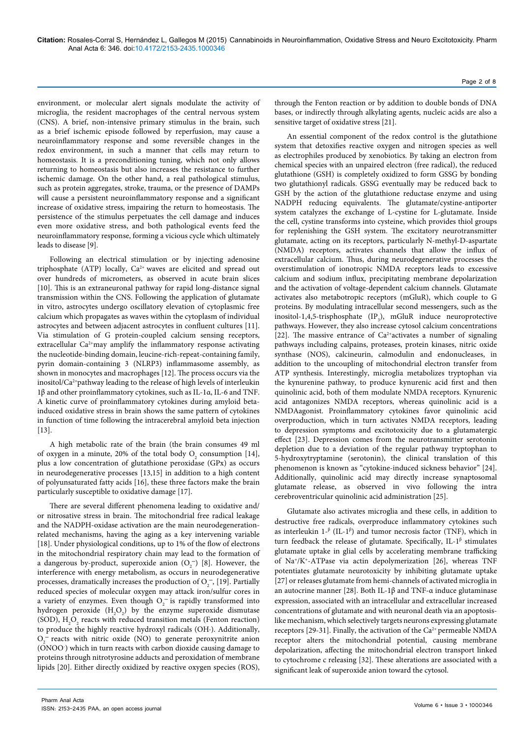environment, or molecular alert signals modulate the activity of microglia, the resident macrophages of the central nervous system (CNS). A brief, non-intensive primary stimulus in the brain, such as a brief ischemic episode followed by reperfusion, may cause a neuroinflammatory response and some reversible changes in the redox environment, in such a manner that cells may return to homeostasis. It is a preconditioning tuning, which not only allows returning to homeostasis but also increases the resistance to further ischemic damage. On the other hand, a real pathological stimulus, such as protein aggregates, stroke, trauma, or the presence of DAMPs will cause a persistent neuroinflammatory response and a significant increase of oxidative stress, impairing the return to homeostasis. The persistence of the stimulus perpetuates the cell damage and induces even more oxidative stress, and both pathological events feed the neuroinflammatory response, forming a vicious cycle which ultimately leads to disease [9].

Following an electrical stimulation or by injecting adenosine triphosphate (ATP) locally, $Ca^{2+}$ waves are elicited and spread out over hundreds of micrometers, as observed in acute brain slices [10]. This is an extraneuronal pathway for rapid long-distance signal transmission within the CNS. Following the application of glutamate in vitro, astrocytes undergo oscillatory elevation of cytoplasmic free calcium which propagates as waves within the cytoplasm of individual astrocytes and between adjacent astrocytes in confluent cultures [11]. Via stimulation of G protein-coupled calcium sensing receptors, extracellular $Ca^{2+}$may amplify the inflammatory response activating the nucleotide-binding domain, leucine-rich-repeat-containing family, pyrin domain-containing 3 (NLRP3) inflammasome assembly, as shown in monocytes and macrophages [12]. The process occurs via the inositol/$Ca^{2+}$pathway leading to the release of high levels of interleukin 1β and other proinflammatory cytokines, such as IL-1α, IL-6 and TNF. A kinetic curve of proinflammatory cytokines during amyloid beta-induced oxidative stress in brain shows the same pattern of cytokines in function of time following the intracerebral amyloid beta injection [13].

A high metabolic rate of the brain (the brain consumes 49 ml of oxygen in a minute, 20% of the total body $O_2$ consumption [14], plus a low concentration of glutathione peroxidase (GPx) as occurs in neurodegenerative processes [13,15] in addition to a high content of polyunsaturated fatty acids [16], these three factors make the brain particularly susceptible to oxidative damage [17].

There are several different phenomena leading to oxidative and/or nitrosative stress in brain. The mitochondrial free radical leakage and the NADPH-oxidase activation are the main neurodegeneration-related mechanisms, having the aging as a key intervening variable [18]. Under physiological conditions, up to 1% of the flow of electrons in the mitochondrial respiratory chain may lead to the formation of a dangerous by-product, superoxide anion ($O_2^-$) [8]. However, the interference with energy metabolism, as occurs in neurodegenerative processes, dramatically increases the production of $O_2^-$, [19]. Partially reduced species of molecular oxygen may attack iron/sulfur cores in a variety of enzymes. Even though $O_2^-$ is rapidly transformed into hydrogen peroxide ($H_2O_2$) by the enzyme superoxide dismutase (SOD), $H_2O_2$ reacts with reduced transition metals (Fenton reaction) to produce the highly reactive hydroxyl radicals (OH·). Additionally, $O_2^-$ reacts with nitric oxide (NO) to generate peroxynitrite anion ($ONOO^-$) which in turn reacts with carbon dioxide causing damage to proteins through nitrotyrosine adducts and peroxidation of membrane lipids [20]. Either directly oxidized by reactive oxygen species (ROS), through the Fenton reaction or by addition to double bonds of DNA bases, or indirectly through alkylating agents, nucleic acids are also a sensitive target of oxidative stress [21].

An essential component of the redox control is the glutathione system that detoxifies reactive oxygen and nitrogen species as well as electrophiles produced by xenobiotics. By taking an electron from chemical species with an unpaired electron (free radical), the reduced glutathione (GSH) is completely oxidized to form GSSG by bonding two glutathionyl radicals. GSSG eventually may be reduced back to GSH by the action of the glutathione reductase enzyme and using NADPH reducing equivalents. The glutamate/cystine-antiporter system catalyzes the exchange of L-cystine for L-glutamate. Inside the cell, cystine transforms into cysteine, which provides thiol groups for replenishing the GSH system. The excitatory neurotransmitter glutamate, acting on its receptors, particularly N-methyl-D-aspartate (NMDA) receptors, activates channels that allow the influx of extracellular calcium. Thus, during neurodegenerative processes the overstimulation of ionotropic NMDA receptors leads to excessive calcium and sodium influx, precipitating membrane depolarization and the activation of voltage-dependent calcium channels. Glutamate activates also metabotropic receptors (mGluR), which couple to G proteins. By modulating intracellular second messengers, such as the inositol-1,4,5-trisphosphate ($IP_3$), mGluR induce neuroprotective pathways. However, they also increase cytosol calcium concentrations [22]. The massive entrance of $Ca^{2+}$activates a number of signaling pathways including calpains, proteases, protein kinases, nitric oxide synthase (NOS), calcineurin, calmodulin and endonucleases, in addition to the uncoupling of mitochondrial electron transfer from ATP synthesis. Interestingly, microglia metabolizes tryptophan via the kynurenine pathway, to produce kynurenic acid first and then quinolinic acid, both of them modulate NMDA receptors. Kynurenic acid antagonizes NMDA receptors, whereas quinolinic acid is a NMDAagonist. Proinflammatory cytokines favor quinolinic acid overproduction, which in turn activates NMDA receptors, leading to depression symptoms and excitotoxicity due to a glutamatergic effect [23]. Depression comes from the neurotransmitter serotonin depletion due to a deviation of the regular pathway tryptophan to 5-hydroxytryptamine (serotonin), the clinical translation of this phenomenon is known as "cytokine-induced sickness behavior" [24]. Additionally, quinolinic acid may directly increase synaptosomal glutamate release, as observed in vivo following the intra cerebroventricular quinolinic acid administration [25].

Glutamate also activates microglia and these cells, in addition to destructive free radicals, overproduce inflammatory cytokines such as interleukin 1-$^{\beta}$ (IL-1$^{\beta}$) and tumor necrosis factor (TNF), which in turn feedback the release of glutamate. Specifically, IL-1$^{\beta}$ stimulates glutamate uptake in glial cells by accelerating membrane trafficking of $Na^+/K^+$-ATPase via actin depolymerization [26], whereas TNF potentiates glutamate neurotoxicity by inhibiting glutamate uptake [27] or releases glutamate from hemi-channels of activated microglia in an autocrine manner [28]. Both IL-1β and TNF-α induce glutaminase expression, associated with an intracellular and extracellular increased concentrations of glutamate and with neuronal death via an apoptosis-like mechanism, which selectively targets neurons expressing glutamate receptors [29-31]. Finally, the activation of the $Ca^{2+}$ permeable NMDA receptor alters the mitochondrial potential, causing membrane depolarization, affecting the mitochondrial electron transport linked to cytochrome c releasing [32]. These alterations are associated with a significant leak of superoxide anion toward the cytosol.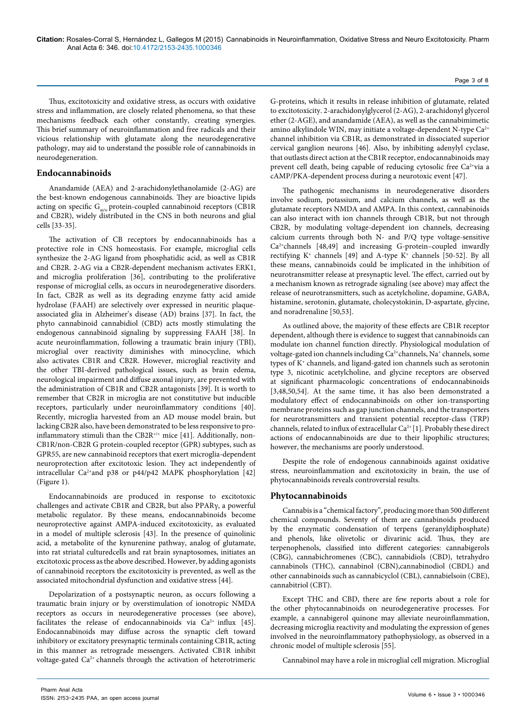Thus, excitotoxicity and oxidative stress, as occurs with oxidative stress and inflammation, are closely related phenomena, so that these mechanisms feedback each other constantly, creating synergies. This brief summary of neuroinflammation and free radicals and their vicious relationship with glutamate along the neurodegenerative pathology, may aid to understand the possible role of cannabinoids in neurodegeneration.

## Endocannabinoids

Anandamide (AEA) and 2-arachidonylethanolamide (2-AG) are the best-known endogenous cannabinoids. They are bioactive lipids acting on specific $G_{ai/o}$ protein-coupled cannabinoid receptors (CB1R and CB2R), widely distributed in the CNS in both neurons and glial cells [33-35].

The activation of CB receptors by endocannabinoids has a protective role in CNS homeostasis. For example, microglial cells synthesize the 2-AG ligand from phosphatidic acid, as well as CB1R and CB2R. 2-AG via a CB2R-dependent mechanism activates ERK1, and microglia proliferation [36], contributing to the proliferative response of microglial cells, as occurs in neurodegenerative disorders. In fact, CB2R as well as its degrading enzyme fatty acid amide hydrolase (FAAH) are selectively over expressed in neuritic plaque-associated glia in Alzheimer's disease (AD) brains [37]. In fact, the phyto cannabinoid cannabidiol (CBD) acts mostly stimulating the endogenous cannabinoid signaling by suppressing FAAH [38]. In acute neuroinflammation, following a traumatic brain injury (TBI), microglial over reactivity diminishes with minocycline, which also activates CB1R and CB2R. However, microglial reactivity and the other TBI-derived pathological issues, such as brain edema, neurological impairment and diffuse axonal injury, are prevented with the administration of CB1R and CB2R antagonists [39]. It is worth to remember that CB2R in microglia are not constitutive but inducible receptors, particularly under neuroinflammatory conditions [40]. Recently, microglia harvested from an AD mouse model brain, but lacking CB2R also, have been demonstrated to be less responsive to pro-inflammatory stimuli than the $CB2R^{+/+}$ mice [41]. Additionally, non-CB1R/non-CB2R G protein-coupled receptor (GPR) subtypes, such as GPR55, are new cannabinoid receptors that exert microglia-dependent neuroprotection after excitotoxic lesion. They act independently of intracellular $Ca^{2+}$and p38 or p44/p42 MAPK phosphorylation [42] (Figure 1).

Endocannabinoids are produced in response to excitotoxic challenges and activate CB1R and CB2R, but also PPARγ, a powerful metabolic regulator. By these means, endocannabinoids become neuroprotective against AMPA-induced excitotoxicity, as evaluated in a model of multiple sclerosis [43]. In the presence of quinolinic acid, a metabolite of the kynurenine pathway, analog of glutamate, into rat striatal culturedcells and rat brain synaptosomes, initiates an excitotoxic process as the above described. However, by adding agonists of cannabinoid receptors the excitotoxicity is prevented, as well as the associated mitochondrial dysfunction and oxidative stress [44].

Depolarization of a postsynaptic neuron, as occurs following a traumatic brain injury or by overstimulation of ionotropic NMDA receptors as occurs in neurodegenerative processes (see above), facilitates the release of endocannabinoids via $Ca^{2+}$ influx [45]. Endocannabinoids may diffuse across the synaptic cleft toward inhibitory or excitatory presynaptic terminals containing CB1R, acting in this manner as retrograde messengers. Activated CB1R inhibit voltage-gated $Ca^{2+}$ channels through the activation of heterotrimeric G-proteins, which it results in release inhibition of glutamate, related to excitotoxicity. 2-arachidonylglycerol (2-AG), 2-arachidonyl glycerol ether (2-AGE), and anandamide (AEA), as well as the cannabimimetic amino alkylindole WIN, may initiate a voltage-dependent N-type $Ca^{2+}$ channel inhibition via CB1R, as demonstrated in dissociated superior cervical ganglion neurons [46]. Also, by inhibiting adenylyl cyclase, that outlasts direct action at the CB1R receptor, endocannabinoids may prevent cell death, being capable of reducing cytosolic free $Ca^{2+}$via a cAMP/PKA-dependent process during a neurotoxic event [47].

The pathogenic mechanisms in neurodegenerative disorders involve sodium, potassium, and calcium channels, as well as the glutamate receptors NMDA and AMPA. In this context, cannabinoids can also interact with ion channels through CB1R, but not through CB2R, by modulating voltage-dependent ion channels, decreasing calcium currents through both N- and P/Q type voltage-sensitive $Ca^{2+}$channels [48,49] and increasing G-protein–coupled inwardly rectifying $K^+$ channels [49] and A-type $K^+$ channels [50-52]. By all these means, cannabinoids could be implicated in the inhibition of neurotransmitter release at presynaptic level. The effect, carried out by a mechanism known as retrograde signaling (see above) may affect the release of neurotransmitters, such as acetylcholine, dopamine, GABA, histamine, serotonin, glutamate, cholecystokinin, D-aspartate, glycine, and noradrenaline [50,53].

As outlined above, the majority of these effects are CB1R receptor dependent, although there is evidence to suggest that cannabinoids can modulate ion channel function directly. Physiological modulation of voltage-gated ion channels including $Ca^{2+}$channels, $Na^+$ channels, some types of $K^+$ channels, and ligand-gated ion channels such as serotonin type 3, nicotinic acetylcholine, and glycine receptors are observed at significant pharmacologic concentrations of endocannabinoids [3,48,50,54]. At the same time, it has also been demonstrated a modulatory effect of endocannabinoids on other ion-transporting membrane proteins such as gap junction channels, and the transporters for neurotransmitters and transient potential receptor-class (TRP) channels, related to influx of extracellular $Ca^{2+}$ [1]. Probably these direct actions of endocannabinoids are due to their lipophilic structures; however, the mechanisms are poorly understood.

Despite the role of endogenous cannabinoids against oxidative stress, neuroinflammation and excitotoxicity in brain, the use of phytocannabinoids reveals controversial results.

## Phytocannabinoids

Cannabis is a "chemical factory", producing more than 500 different chemical compounds. Seventy of them are cannabinoids produced by the enzymatic condensation of terpens (geranyldiphosphate) and phenols, like olivetolic or divarinic acid. Thus, they are terpenophenols, classified into different categories: cannabigerols (CBG), cannabichromenes (CBC), cannabidiols (CBD), tetrahydro cannabinols (THC), cannabinol (CBN),cannabinodiol (CBDL) and other cannabinoids such as cannabicyclol (CBL), cannabielsoin (CBE), cannabitriol (CBT).

Except THC and CBD, there are few reports about a role for the other phytocannabinoids on neurodegenerative processes. For example, a cannabigerol quinone may alleviate neuroinflammation, decreasing microglia reactivity and modulating the expression of genes involved in the neuroinflammatory pathophysiology, as observed in a chronic model of multiple sclerosis [55].

Cannabinol may have a role in microglial cell migration. Microglial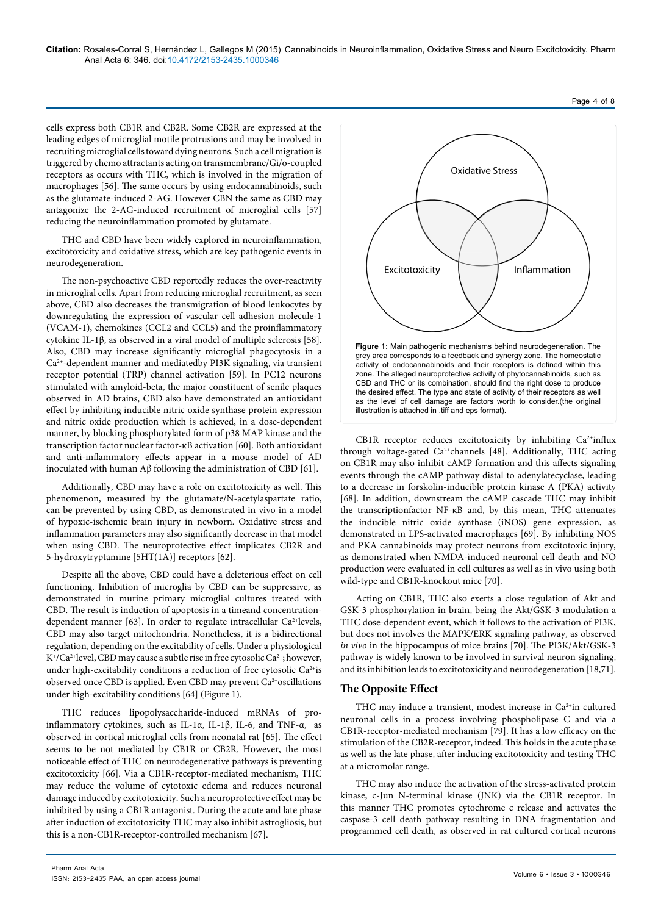cells express both CB1R and CB2R. Some CB2R are expressed at the leading edges of microglial motile protrusions and may be involved in recruiting microglial cells toward dying neurons. Such a cell migration is triggered by chemo attractants acting on transmembrane/Gi/o-coupled receptors as occurs with THC, which is involved in the migration of macrophages [56]. The same occurs by using endocannabinoids, such as the glutamate-induced 2-AG. However CBN the same as CBD may antagonize the 2-AG-induced recruitment of microglial cells [57] reducing the neuroinflammation promoted by glutamate.

THC and CBD have been widely explored in neuroinflammation, excitotoxicity and oxidative stress, which are key pathogenic events in neurodegeneration.

The non-psychoactive CBD reportedly reduces the over-reactivity in microglial cells. Apart from reducing microglial recruitment, as seen above, CBD also decreases the transmigration of blood leukocytes by downregulating the expression of vascular cell adhesion molecule-1 (VCAM-1), chemokines (CCL2 and CCL5) and the proinflammatory cytokine IL-1β, as observed in a viral model of multiple sclerosis [58]. Also, CBD may increase significantly microglial phagocytosis in a $Ca^{2+}$-dependent manner and mediatedby PI3K signaling, via transient receptor potential (TRP) channel activation [59]. In PC12 neurons stimulated with amyloid-beta, the major constituent of senile plaques observed in AD brains, CBD also have demonstrated an antioxidant effect by inhibiting inducible nitric oxide synthase protein expression and nitric oxide production which is achieved, in a dose-dependent manner, by blocking phosphorylated form of p38 MAP kinase and the transcription factor nuclear factor-κB activation [60]. Both antioxidant and anti-inflammatory effects appear in a mouse model of AD inoculated with human Aβ following the administration of CBD [61].

Additionally, CBD may have a role on excitotoxicity as well. This phenomenon, measured by the glutamate/N-acetylaspartate ratio, can be prevented by using CBD, as demonstrated in vivo in a model of hypoxic-ischemic brain injury in newborn. Oxidative stress and inflammation parameters may also significantly decrease in that model when using CBD. The neuroprotective effect implicates CB2R and 5-hydroxytryptamine [5HT(1A)] receptors [62].

Despite all the above, CBD could have a deleterious effect on cell functioning. Inhibition of microglia by CBD can be suppressive, as demonstrated in murine primary microglial cultures treated with CBD. The result is induction of apoptosis in a timeand concentration-dependent manner [63]. In order to regulate intracellular $Ca^{2+}$levels, CBD may also target mitochondria. Nonetheless, it is a bidirectional regulation, depending on the excitability of cells. Under a physiological $K^{+}/Ca^{2+}$level, CBD may cause a subtle rise in free cytosolic $Ca^{2+}$; however, under high-excitability conditions a reduction of free cytosolic $Ca^{2+}$is observed once CBD is applied. Even CBD may prevent $Ca^{2+}$oscillations under high-excitability conditions [64] (Figure 1).

THC reduces lipopolysaccharide-induced mRNAs of pro-inflammatory cytokines, such as IL-1α, IL-1β, IL-6, and TNF-α, as observed in cortical microglial cells from neonatal rat [65]. The effect seems to be not mediated by CB1R or CB2R. However, the most noticeable effect of THC on neurodegenerative pathways is preventing excitotoxicity [66]. Via a CB1R-receptor-mediated mechanism, THC may reduce the volume of cytotoxic edema and reduces neuronal damage induced by excitotoxicity. Such a neuroprotective effect may be inhibited by using a CB1R antagonist. During the acute and late phase after induction of excitotoxicity THC may also inhibit astrogliosis, but this is a non-CB1R-receptor-controlled mechanism [67].

**Figure 1:** Main pathogenic mechanisms behind neurodegeneration. The grey area corresponds to a feedback and synergy zone. The homeostatic activity of endocannabinoids and their receptors is defined within this zone. The alleged neuroprotective activity of phytocannabinoids, such as CBD and THC or its combination, should find the right dose to produce the desired effect. The type and state of activity of their receptors as well as the level of cell damage are factors worth to consider.(the original illustration is attached in .tiff and eps format).

CB1R receptor reduces excitotoxicity by inhibiting $Ca^{2+}$influx through voltage-gated $Ca^{2+}$channels [48]. Additionally, THC acting on CB1R may also inhibit cAMP formation and this affects signaling events through the cAMP pathway distal to adenylatecyclase, leading to a decrease in forskolin-inducible protein kinase A (PKA) activity [68]. In addition, downstream the cAMP cascade THC may inhibit the transcriptionfactor NF-κB and, by this mean, THC attenuates the inducible nitric oxide synthase (iNOS) gene expression, as demonstrated in LPS-activated macrophages [69]. By inhibiting NOS and PKA cannabinoids may protect neurons from excitotoxic injury, as demonstrated when NMDA-induced neuronal cell death and NO production were evaluated in cell cultures as well as in vivo using both wild-type and CB1R-knockout mice [70].

Acting on CB1R, THC also exerts a close regulation of Akt and GSK-3 phosphorylation in brain, being the Akt/GSK-3 modulation a THC dose-dependent event, which it follows to the activation of PI3K, but does not involves the MAPK/ERK signaling pathway, as observed *in vivo* in the hippocampus of mice brains [70]. The PI3K/Akt/GSK-3 pathway is widely known to be involved in survival neuron signaling, and its inhibition leads to excitotoxicity and neurodegeneration [18,71].

## The Opposite Effect

THC may induce a transient, modest increase in $Ca^{2+}$in cultured neuronal cells in a process involving phospholipase C and via a CB1R-receptor-mediated mechanism [79]. It has a low efficacy on the stimulation of the CB2R-receptor, indeed. This holds in the acute phase as well as the late phase, after inducing excitotoxicity and testing THC at a micromolar range.

THC may also induce the activation of the stress-activated protein kinase, c-Jun N-terminal kinase (JNK) via the CB1R receptor. In this manner THC promotes cytochrome c release and activates the caspase-3 cell death pathway resulting in DNA fragmentation and programmed cell death, as observed in rat cultured cortical neurons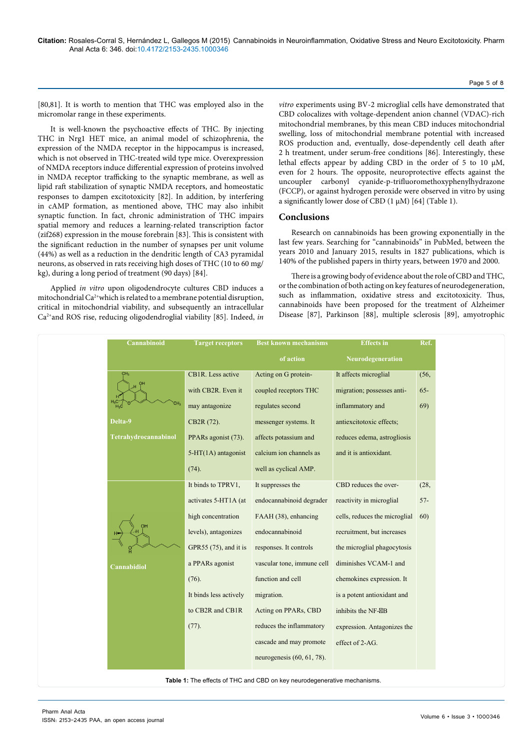[80,81]. It is worth to mention that THC was employed also in the micromolar range in these experiments.

It is well-known the psychoactive effects of THC. By injecting THC in Nrg1 HET mice, an animal model of schizophrenia, the expression of the NMDA receptor in the hippocampus is increased, which is not observed in THC-treated wild type mice. Overexpression of NMDA receptors induce differential expression of proteins involved in NMDA receptor trafficking to the synaptic membrane, as well as lipid raft stabilization of synaptic NMDA receptors, and homeostatic responses to dampen excitotoxicity [82]. In addition, by interfering in cAMP formation, as mentioned above, THC may also inhibit synaptic function. In fact, chronic administration of THC impairs spatial memory and reduces a learning-related transcription factor (zif268) expression in the mouse forebrain [83]. This is consistent with the significant reduction in the number of synapses per unit volume (44%) as well as a reduction in the dendritic length of CA3 pyramidal neurons, as observed in rats receiving high doses of THC (10 to 60 mg/kg), during a long period of treatment (90 days) [84].

Applied *in vitro* upon oligodendrocyte cultures CBD induces a mitochondrial $Ca^{2+}$ which is related to a membrane potential disruption, critical in mitochondrial viability, and subsequently an intracellular $Ca^{2+}$ and ROS rise, reducing oligodendroglial viability [85]. Indeed, *in vitro* experiments using BV-2 microglial cells have demonstrated that CBD colocalizes with voltage-dependent anion channel (VDAC)-rich mitochondrial membranes, by this mean CBD induces mitochondrial swelling, loss of mitochondrial membrane potential with increased ROS production and, eventually, dose-dependently cell death after 2 h treatment, under serum-free conditions [86]. Interestingly, these lethal effects appear by adding CBD in the order of 5 to 10 µM, even for 2 hours. The opposite, neuroprotective effects against the uncoupler carbonyl cyanide-p-trifluoromethoxyphenylhydrazone (FCCP), or against hydrogen peroxide were observed in vitro by using a significantly lower dose of CBD (1 µM) [64] (Table 1).

## Conclusions

Research on cannabinoids has been growing exponentially in the last few years. Searching for "cannabinoids" in PubMed, between the years 2010 and January 2015, results in 1827 publications, which is 140% of the published papers in thirty years, between 1970 and 2000.

There is a growing body of evidence about the role of CBD and THC, or the combination of both acting on key features of neurodegeneration, such as inflammation, oxidative stress and excitotoxicity. Thus, cannabinoids have been proposed for the treatment of Alzheimer Disease [87], Parkinson [88], multiple sclerosis [89], amyotrophic

| Cannabinoid | Target receptors | Best known mechanisms of action | Effects in Neurodegeneration | Ref. |
|---|---|---|---|---|
| Delta-9 Tetrahydrocannabinol | CB1R. Less active with CB2R. Even it may antagonize CB2R (72). PPARs agonist (73). 5-HT(1A) antagonist (74). | Acting on G protein-coupled receptors THC regulates second messenger systems. It affects potassium and calcium ion channels as well as cyclical AMP. | It affects microglial migration; possesses anti-inflammatory and antiexcitotoxic effects; reduces edema, astrogliosis and it is antioxidant. | (56, 65-69) |
| Cannabidiol | It binds to TPRV1, activates 5-HT1A (at high concentration levels), antagonizes GPR55 (75), and it is a PPARs agonist (76). It binds less actively to CB2R and CB1R (77). | It suppresses the endocannabinoid degrader FAAH (38), enhancing endocannabinoid responses. It controls vascular tone, immune cell function and cell migration. Acting on PPARs, CBD reduces the inflammatory cascade and may promote neurogenesis (60, 61, 78). | CBD reduces the over-reactivity in microglial cells, reduces the microglial recruitment, but increases the microglial phagocytosis diminishes VCAM-1 and chemokines expression. It is a potent antioxidant and inhibits the NF-κB expression. Antagonizes the effect of 2-AG. | (28, 57-60) |

**Table 1:** The effects of THC and CBD on key neurodegenerative mechanisms.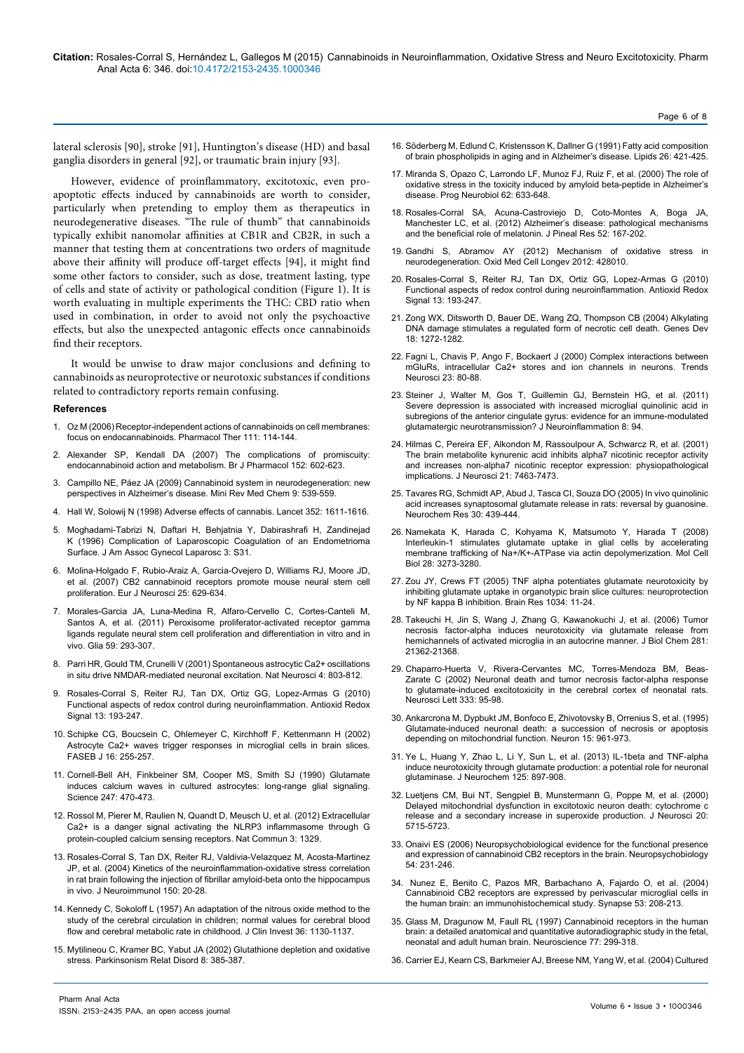lateral sclerosis [90], stroke [91], Huntington's disease (HD) and basal ganglia disorders in general [92], or traumatic brain injury [93].

However, evidence of proinflammatory, excitotoxic, even pro-apoptotic effects induced by cannabinoids are worth to consider, particularly when pretending to employ them as therapeutics in neurodegenerative diseases. "The rule of thumb" that cannabinoids typically exhibit nanomolar affinities at CB1R and CB2R, in such a manner that testing them at concentrations two orders of magnitude above their affinity will produce off-target effects [94], it might find some other factors to consider, such as dose, treatment lasting, type of cells and state of activity or pathological condition (Figure 1). It is worth evaluating in multiple experiments the THC: CBD ratio when used in combination, in order to avoid not only the psychoactive effects, but also the unexpected antagonic effects once cannabinoids find their receptors.

It would be unwise to draw major conclusions and defining to cannabinoids as neuroprotective or neurotoxic substances if conditions related to contradictory reports remain confusing.

#### References

1. Oz M (2006) Receptor-independent actions of cannabinoids on cell membranes: focus on endocannabinoids. Pharmacol Ther 111: 114-144.
2. Alexander SP, Kendall DA (2007) The complications of promiscuity: endocannabinoid action and metabolism. Br J Pharmacol 152: 602-623.
3. Campillo NE, Páez JA (2009) Cannabinoid system in neurodegeneration: new perspectives in Alzheimer's disease. Mini Rev Med Chem 9: 539-559.
4. Hall W, Solowij N (1998) Adverse effects of cannabis. Lancet 352: 1611-1616.
5. Moghadami-Tabrizi N, Daftari H, Behjatnia Y, Dabirashrafi H, Zandinejad K (1996) Complication of Laparoscopic Coagulation of an Endometrioma Surface. J Am Assoc Gynecol Laparosc 3: S31.
6. Molina-Holgado F, Rubio-Araiz A, Garcia-Ovejero D, Williams RJ, Moore JD, et al. (2007) CB2 cannabinoid receptors promote mouse neural stem cell proliferation. Eur J Neurosci 25: 629-634.
7. Morales-Garcia JA, Luna-Medina R, Alfaro-Cervello C, Cortes-Canteli M, Santos A, et al. (2011) Peroxisome proliferator-activated receptor gamma ligands regulate neural stem cell proliferation and differentiation in vitro and in vivo. Glia 59: 293-307.
8. Parri HR, Gould TM, Crunelli V (2001) Spontaneous astrocytic Ca2+ oscillations in situ drive NMDAR-mediated neuronal excitation. Nat Neurosci 4: 803-812.
9. Rosales-Corral S, Reiter RJ, Tan DX, Ortiz GG, Lopez-Armas G (2010) Functional aspects of redox control during neuroinflammation. Antioxid Redox Signal 13: 193-247.
10. Schipke CG, Boucsein C, Ohlemeyer C, Kirchhoff F, Kettenmann H (2002) Astrocyte Ca2+ waves trigger responses in microglial cells in brain slices. FASEB J 16: 255-257.
11. Cornell-Bell AH, Finkbeiner SM, Cooper MS, Smith SJ (1990) Glutamate induces calcium waves in cultured astrocytes: long-range glial signaling. Science 247: 470-473.
12. Rossol M, Pierer M, Raulien N, Quandt D, Meusch U, et al. (2012) Extracellular Ca2+ is a danger signal activating the NLRP3 inflammasome through G protein-coupled calcium sensing receptors. Nat Commun 3: 1329.
13. Rosales-Corral S, Tan DX, Reiter RJ, Valdivia-Velazquez M, Acosta-Martinez JP, et al. (2004) Kinetics of the neuroinflammation-oxidative stress correlation in rat brain following the injection of fibrillar amyloid-beta onto the hippocampus in vivo. J Neuroimmunol 150: 20-28.
14. Kennedy C, Sokoloff L (1957) An adaptation of the nitrous oxide method to the study of the cerebral circulation in children; normal values for cerebral blood flow and cerebral metabolic rate in childhood. J Clin Invest 36: 1130-1137.
15. Mytilineou C, Kramer BC, Yabut JA (2002) Glutathione depletion and oxidative stress. Parkinsonism Relat Disord 8: 385-387.
16. Söderberg M, Edlund C, Kristensson K, Dallner G (1991) Fatty acid composition of brain phospholipids in aging and in Alzheimer's disease. Lipids 26: 421-425.
17. Miranda S, Opazo C, Larrondo LF, Munoz FJ, Ruiz F, et al. (2000) The role of oxidative stress in the toxicity induced by amyloid beta-peptide in Alzheimer's disease. Prog Neurobiol 62: 633-648.
18. Rosales-Corral SA, Acuna-Castroviejo D, Coto-Montes A, Boga JA, Manchester LC, et al. (2012) Alzheimer's disease: pathological mechanisms and the beneficial role of melatonin. J Pineal Res 52: 167-202.
19. Gandhi S, Abramov AY (2012) Mechanism of oxidative stress in neurodegeneration. Oxid Med Cell Longev 2012: 428010.
20. Rosales-Corral S, Reiter RJ, Tan DX, Ortiz GG, Lopez-Armas G (2010) Functional aspects of redox control during neuroinflammation. Antioxid Redox Signal 13: 193-247.
21. Zong WX, Ditsworth D, Bauer DE, Wang ZQ, Thompson CB (2004) Alkylating DNA damage stimulates a regulated form of necrotic cell death. Genes Dev 18: 1272-1282.
22. Fagni L, Chavis P, Ango F, Bockaert J (2000) Complex interactions between mGluRs, intracellular Ca2+ stores and ion channels in neurons. Trends Neurosci 23: 80-88.
23. Steiner J, Walter M, Gos T, Guillemin GJ, Bernstein HG, et al. (2011) Severe depression is associated with increased microglial quinolinic acid in subregions of the anterior cingulate gyrus: evidence for an immune-modulated glutamatergic neurotransmission? J Neuroinflammation 8: 94.
24. Hilmas C, Pereira EF, Alkondon M, Rassoulpour A, Schwarcz R, et al. (2001) The brain metabolite kynurenic acid inhibits alpha7 nicotinic receptor activity and increases non-alpha7 nicotinic receptor expression: physiopathological implications. J Neurosci 21: 7463-7473.
25. Tavares RG, Schmidt AP, Abud J, Tasca CI, Souza DO (2005) In vivo quinolinic acid increases synaptosomal glutamate release in rats: reversal by guanosine. Neurochem Res 30: 439-444.
26. Namekata K, Harada C, Kohyama K, Matsumoto Y, Harada T (2008) Interleukin-1 stimulates glutamate uptake in glial cells by accelerating membrane trafficking of Na+/K+-ATPase via actin depolymerization. Mol Cell Biol 28: 3273-3280.
27. Zou JY, Crews FT (2005) TNF alpha potentiates glutamate neurotoxicity by inhibiting glutamate uptake in organotypic brain slice cultures: neuroprotection by NF kappa B inhibition. Brain Res 1034: 11-24.
28. Takeuchi H, Jin S, Wang J, Zhang G, Kawanokuchi J, et al. (2006) Tumor necrosis factor-alpha induces neurotoxicity via glutamate release from hemichannels of activated microglia in an autocrine manner. J Biol Chem 281: 21362-21368.
29. Chaparro-Huerta V, Rivera-Cervantes MC, Torres-Mendoza BM, Beas-Zarate C (2002) Neuronal death and tumor necrosis factor-alpha response to glutamate-induced excitotoxicity in the cerebral cortex of neonatal rats. Neurosci Lett 333: 95-98.
30. Ankarcrona M, Dypbukt JM, Bonfoco E, Zhivotovsky B, Orrenius S, et al. (1995) Glutamate-induced neuronal death: a succession of necrosis or apoptosis depending on mitochondrial function. Neuron 15: 961-973.
31. Ye L, Huang Y, Zhao L, Li Y, Sun L, et al. (2013) IL-1beta and TNF-alpha induce neurotoxicity through glutamate production: a potential role for neuronal glutaminase. J Neurochem 125: 897-908.
32. Luetjens CM, Bui NT, Sengpiel B, Munstermann G, Poppe M, et al. (2000) Delayed mitochondrial dysfunction in excitotoxic neuron death: cytochrome c release and a secondary increase in superoxide production. J Neurosci 20: 5715-5723.
33. Onaivi ES (2006) Neuropsychobiological evidence for the functional presence and expression of cannabinoid CB2 receptors in the brain. Neuropsychobiology 54: 231-246.
34. Nunez E, Benito C, Pazos MR, Barbachano A, Fajardo O, et al. (2004) Cannabinoid CB2 receptors are expressed by perivascular microglial cells in the human brain: an immunohistochemical study. Synapse 53: 208-213.
35. Glass M, Dragunow M, Faull RL (1997) Cannabinoid receptors in the human brain: a detailed anatomical and quantitative autoradiographic study in the fetal, neonatal and adult human brain. Neuroscience 77: 299-318.
36. Carrier EJ, Kearn CS, Barkmeier AJ, Breese NM, Yang W, et al. (2004) Cultured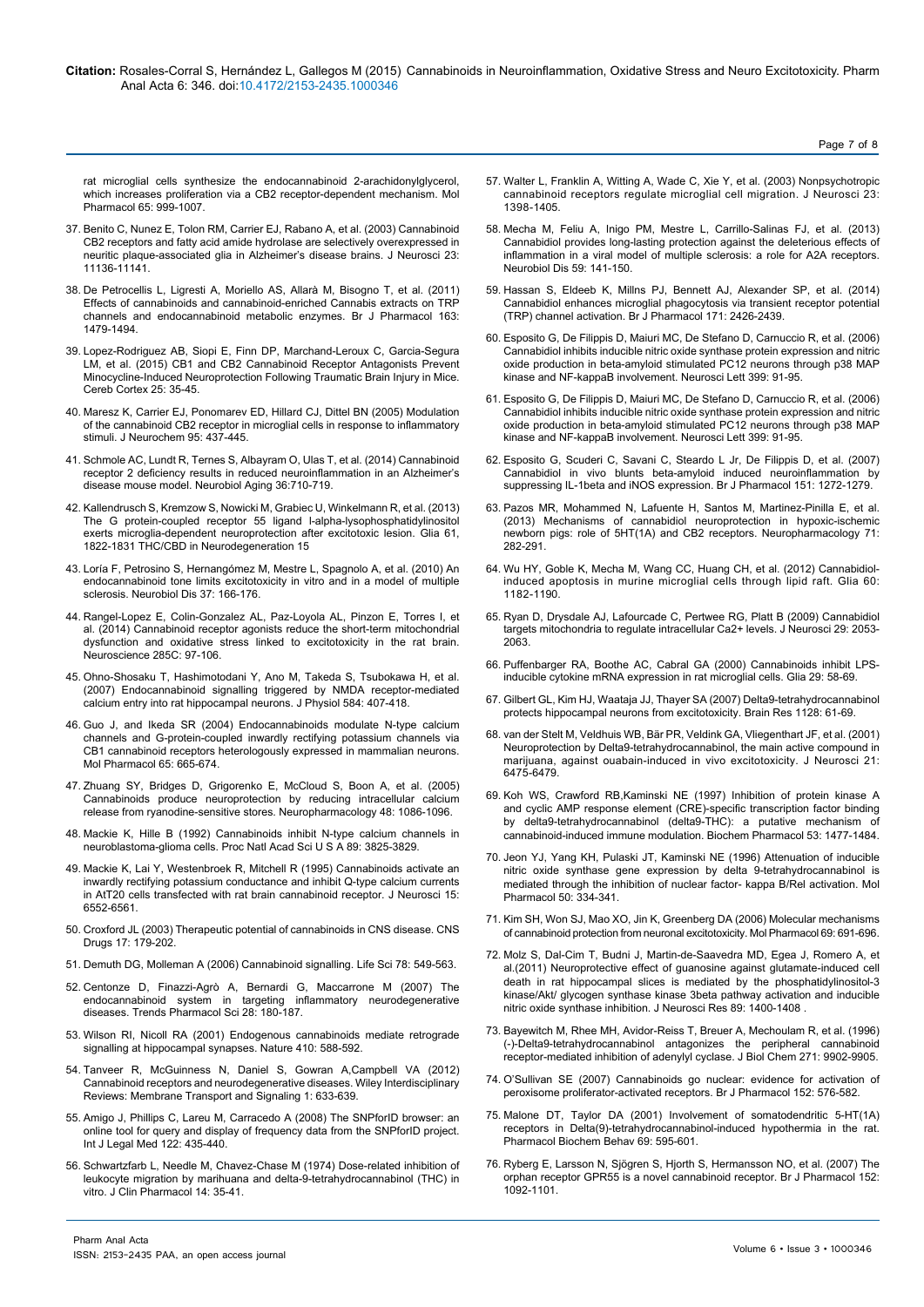rat microglial cells synthesize the endocannabinoid 2-arachidonylglycerol, which increases proliferation via a CB2 receptor-dependent mechanism. Mol Pharmacol 65: 999-1007.

37. Benito C, Nunez E, Tolon RM, Carrier EJ, Rabano A, et al. (2003) Cannabinoid CB2 receptors and fatty acid amide hydrolase are selectively overexpressed in neuritic plaque-associated glia in Alzheimer's disease brains. J Neurosci 23: 11136-11141.

38. De Petrocellis L, Ligresti A, Moriello AS, Allarà M, Bisogno T, et al. (2011) Effects of cannabinoids and cannabinoid-enriched Cannabis extracts on TRP channels and endocannabinoid metabolic enzymes. Br J Pharmacol 163: 1479-1494.

39. Lopez-Rodriguez AB, Siopi E, Finn DP, Marchand-Leroux C, Garcia-Segura LM, et al. (2015) CB1 and CB2 Cannabinoid Receptor Antagonists Prevent Minocycline-Induced Neuroprotection Following Traumatic Brain Injury in Mice. Cereb Cortex 25: 35-45.

40. Maresz K, Carrier EJ, Ponomarev ED, Hillard CJ, Dittel BN (2005) Modulation of the cannabinoid CB2 receptor in microglial cells in response to inflammatory stimuli. J Neurochem 95: 437-445.

41. Schmole AC, Lundt R, Ternes S, Albayram O, Ulas T, et al. (2014) Cannabinoid receptor 2 deficiency results in reduced neuroinflammation in an Alzheimer's disease mouse model. Neurobiol Aging 36:710-719.

42. Kallendrusch S, Kremzow S, Nowicki M, Grabiec U, Winkelmann R, et al. (2013) The G protein-coupled receptor 55 ligand l-alpha-lysophosphatidylinositol exerts microglia-dependent neuroprotection after excitotoxic lesion. Glia 61, 1822-1831 THC/CBD in Neurodegeneration 15

43. Loría F, Petrosino S, Hernangómez M, Mestre L, Spagnolo A, et al. (2010) An endocannabinoid tone limits excitotoxicity in vitro and in a model of multiple sclerosis. Neurobiol Dis 37: 166-176.

44. Rangel-Lopez E, Colin-Gonzalez AL, Paz-Loyola AL, Pinzon E, Torres I, et al. (2014) Cannabinoid receptor agonists reduce the short-term mitochondrial dysfunction and oxidative stress linked to excitotoxicity in the rat brain. Neuroscience 285C: 97-106.

45. Ohno-Shosaku T, Hashimotodani Y, Ano M, Takeda S, Tsubokawa H, et al. (2007) Endocannabinoid signalling triggered by NMDA receptor-mediated calcium entry into rat hippocampal neurons. J Physiol 584: 407-418.

46. Guo J, and Ikeda SR (2004) Endocannabinoids modulate N-type calcium channels and G-protein-coupled inwardly rectifying potassium channels via CB1 cannabinoid receptors heterologously expressed in mammalian neurons. Mol Pharmacol 65: 665-674.

47. Zhuang SY, Bridges D, Grigorenko E, McCloud S, Boon A, et al. (2005) Cannabinoids produce neuroprotection by reducing intracellular calcium release from ryanodine-sensitive stores. Neuropharmacology 48: 1086-1096.

48. Mackie K, Hille B (1992) Cannabinoids inhibit N-type calcium channels in neuroblastoma-glioma cells. Proc Natl Acad Sci U S A 89: 3825-3829.

49. Mackie K, Lai Y, Westenbroek R, Mitchell R (1995) Cannabinoids activate an inwardly rectifying potassium conductance and inhibit Q-type calcium currents in AtT20 cells transfected with rat brain cannabinoid receptor. J Neurosci 15: 6552-6561.

50. Croxford JL (2003) Therapeutic potential of cannabinoids in CNS disease. CNS Drugs 17: 179-202.

51. Demuth DG, Molleman A (2006) Cannabinoid signalling. Life Sci 78: 549-563.

52. Centonze D, Finazzi-Agrò A, Bernardi G, Maccarrone M (2007) The endocannabinoid system in targeting inflammatory neurodegenerative diseases. Trends Pharmacol Sci 28: 180-187.

53. Wilson RI, Nicoll RA (2001) Endogenous cannabinoids mediate retrograde signalling at hippocampal synapses. Nature 410: 588-592.

54. Tanveer R, McGuinness N, Daniel S, Gowran A,Campbell VA (2012) Cannabinoid receptors and neurodegenerative diseases. Wiley Interdisciplinary Reviews: Membrane Transport and Signaling 1: 633-639.

55. Amigo J, Phillips C, Lareu M, Carracedo A (2008) The SNPforID browser: an online tool for query and display of frequency data from the SNPforID project. Int J Legal Med 122: 435-440.

56. Schwartzfarb L, Needle M, Chavez-Chase M (1974) Dose-related inhibition of leukocyte migration by marihuana and delta-9-tetrahydrocannabinol (THC) in vitro. J Clin Pharmacol 14: 35-41.

57. Walter L, Franklin A, Witting A, Wade C, Xie Y, et al. (2003) Nonpsychotropic cannabinoid receptors regulate microglial cell migration. J Neurosci 23: 1398-1405.

58. Mecha M, Feliu A, Inigo PM, Mestre L, Carrillo-Salinas FJ, et al. (2013) Cannabidiol provides long-lasting protection against the deleterious effects of inflammation in a viral model of multiple sclerosis: a role for A2A receptors. Neurobiol Dis 59: 141-150.

59. Hassan S, Eldeeb K, Millns PJ, Bennett AJ, Alexander SP, et al. (2014) Cannabidiol enhances microglial phagocytosis via transient receptor potential (TRP) channel activation. Br J Pharmacol 171: 2426-2439.

60. Esposito G, De Filippis D, Maiuri MC, De Stefano D, Carnuccio R, et al. (2006) Cannabidiol inhibits inducible nitric oxide synthase protein expression and nitric oxide production in beta-amyloid stimulated PC12 neurons through p38 MAP kinase and NF-kappaB involvement. Neurosci Lett 399: 91-95.

61. Esposito G, De Filippis D, Maiuri MC, De Stefano D, Carnuccio R, et al. (2006) Cannabidiol inhibits inducible nitric oxide synthase protein expression and nitric oxide production in beta-amyloid stimulated PC12 neurons through p38 MAP kinase and NF-kappaB involvement. Neurosci Lett 399: 91-95.

62. Esposito G, Scuderi C, Savani C, Steardo L Jr, De Filippis D, et al. (2007) Cannabidiol in vivo blunts beta-amyloid induced neuroinflammation by suppressing IL-1beta and iNOS expression. Br J Pharmacol 151: 1272-1279.

63. Pazos MR, Mohammed N, Lafuente H, Santos M, Martinez-Pinilla E, et al. (2013) Mechanisms of cannabidiol neuroprotection in hypoxic-ischemic newborn pigs: role of 5HT(1A) and CB2 receptors. Neuropharmacology 71: 282-291.

64. Wu HY, Goble K, Mecha M, Wang CC, Huang CH, et al. (2012) Cannabidiol-induced apoptosis in murine microglial cells through lipid raft. Glia 60: 1182-1190.

65. Ryan D, Drysdale AJ, Lafourcade C, Pertwee RG, Platt B (2009) Cannabidiol targets mitochondria to regulate intracellular Ca2+ levels. J Neurosci 29: 2053-2063.

66. Puffenbarger RA, Boothe AC, Cabral GA (2000) Cannabinoids inhibit LPS-inducible cytokine mRNA expression in rat microglial cells. Glia 29: 58-69.

67. Gilbert GL, Kim HJ, Waataja JJ, Thayer SA (2007) Delta9-tetrahydrocannabinol protects hippocampal neurons from excitotoxicity. Brain Res 1128: 61-69.

68. van der Stelt M, Veldhuis WB, Bär PR, Veldink GA, Vliegenthart JF, et al. (2001) Neuroprotection by Delta9-tetrahydrocannabinol, the main active compound in marijuana, against ouabain-induced in vivo excitotoxicity. J Neurosci 21: 6475-6479.

69. Koh WS, Crawford RB,Kaminski NE (1997) Inhibition of protein kinase A and cyclic AMP response element (CRE)-specific transcription factor binding by delta9-tetrahydrocannabinol (delta9-THC): a putative mechanism of cannabinoid-induced immune modulation. Biochem Pharmacol 53: 1477-1484.

70. Jeon YJ, Yang KH, Pulaski JT, Kaminski NE (1996) Attenuation of inducible nitric oxide synthase gene expression by delta 9-tetrahydrocannabinol is mediated through the inhibition of nuclear factor- kappa B/Rel activation. Mol Pharmacol 50: 334-341.

71. Kim SH, Won SJ, Mao XO, Jin K, Greenberg DA (2006) Molecular mechanisms of cannabinoid protection from neuronal excitotoxicity. Mol Pharmacol 69: 691-696.

72. Molz S, Dal-Cim T, Budni J, Martin-de-Saavedra MD, Egea J, Romero A, et al.(2011) Neuroprotective effect of guanosine against glutamate-induced cell death in rat hippocampal slices is mediated by the phosphatidylinositol-3 kinase/Akt/ glycogen synthase kinase 3beta pathway activation and inducible nitric oxide synthase inhibition. J Neurosci Res 89: 1400-1408 .

73. Bayewitch M, Rhee MH, Avidor-Reiss T, Breuer A, Mechoulam R, et al. (1996) (-)-Delta9-tetrahydrocannabinol antagonizes the peripheral cannabinoid receptor-mediated inhibition of adenylyl cyclase. J Biol Chem 271: 9902-9905.

74. O'Sullivan SE (2007) Cannabinoids go nuclear: evidence for activation of peroxisome proliferator-activated receptors. Br J Pharmacol 152: 576-582.

75. Malone DT, Taylor DA (2001) Involvement of somatodendritic 5-HT(1A) receptors in Delta(9)-tetrahydrocannabinol-induced hypothermia in the rat. Pharmacol Biochem Behav 69: 595-601.

76. Ryberg E, Larsson N, Sjögren S, Hjorth S, Hermansson NO, et al. (2007) The orphan receptor GPR55 is a novel cannabinoid receptor. Br J Pharmacol 152: 1092-1101.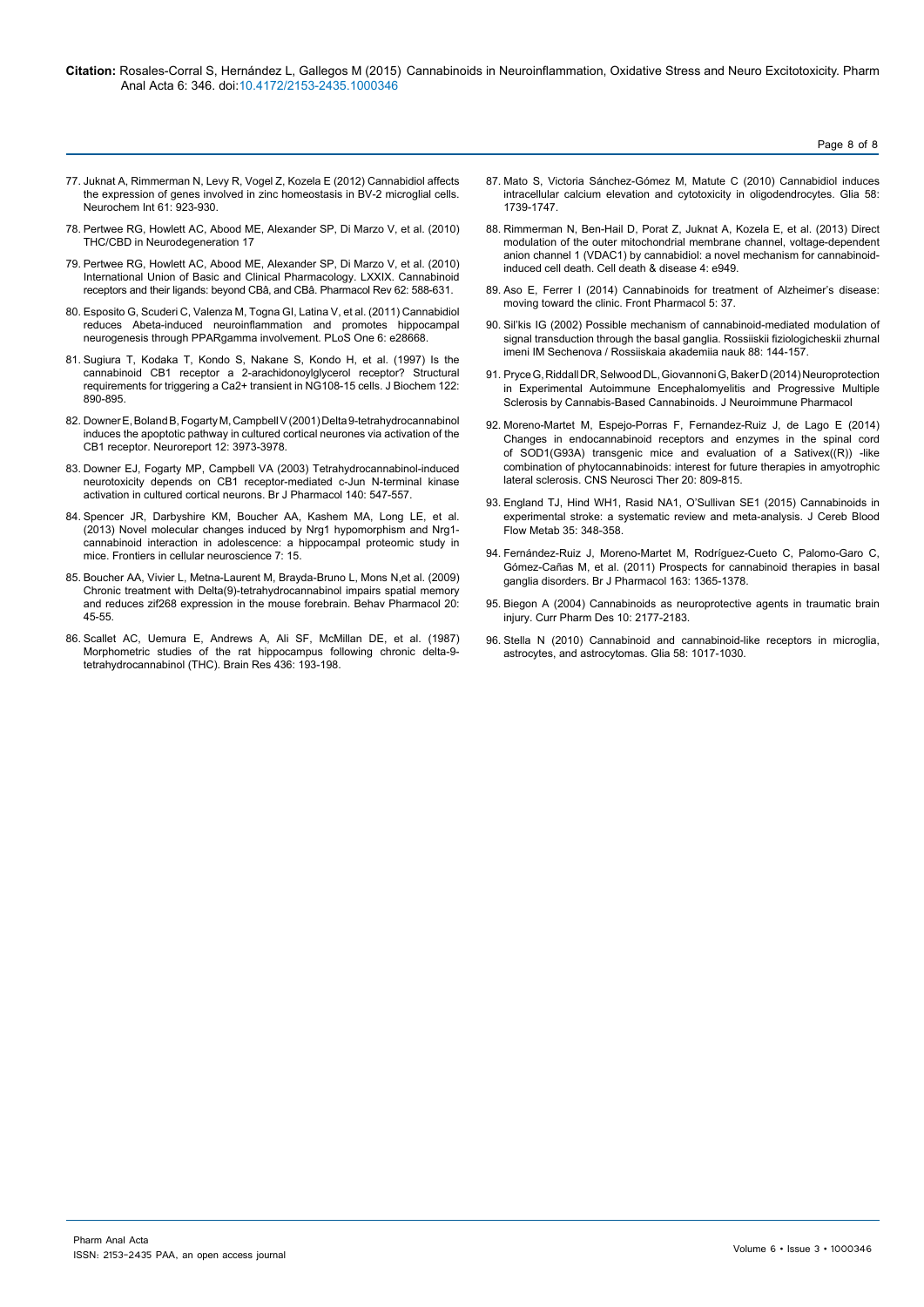77. Juknat A, Rimmerman N, Levy R, Vogel Z, Kozela E (2012) Cannabidiol affects the expression of genes involved in zinc homeostasis in BV-2 microglial cells. Neurochem Int 61: 923-930.

78. Pertwee RG, Howlett AC, Abood ME, Alexander SP, Di Marzo V, et al. (2010) THC/CBD in Neurodegeneration 17

79. Pertwee RG, Howlett AC, Abood ME, Alexander SP, Di Marzo V, et al. (2010) International Union of Basic and Clinical Pharmacology. LXXIX. Cannabinoid receptors and their ligands: beyond CBâ, and CBâ. Pharmacol Rev 62: 588-631.

80. Esposito G, Scuderi C, Valenza M, Togna GI, Latina V, et al. (2011) Cannabidiol reduces Abeta-induced neuroinflammation and promotes hippocampal neurogenesis through PPARgamma involvement. PLoS One 6: e28668.

81. Sugiura T, Kodaka T, Kondo S, Nakane S, Kondo H, et al. (1997) Is the cannabinoid CB1 receptor a 2-arachidonoylglycerol receptor? Structural requirements for triggering a Ca2+ transient in NG108-15 cells. J Biochem 122: 890-895.

82. Downer E, Boland B, Fogarty M, Campbell V (2001) Delta 9-tetrahydrocannabinol induces the apoptotic pathway in cultured cortical neurones via activation of the CB1 receptor. Neuroreport 12: 3973-3978.

83. Downer EJ, Fogarty MP, Campbell VA (2003) Tetrahydrocannabinol-induced neurotoxicity depends on CB1 receptor-mediated c-Jun N-terminal kinase activation in cultured cortical neurons. Br J Pharmacol 140: 547-557.

84. Spencer JR, Darbyshire KM, Boucher AA, Kashem MA, Long LE, et al. (2013) Novel molecular changes induced by Nrg1 hypomorphism and Nrg1-cannabinoid interaction in adolescence: a hippocampal proteomic study in mice. Frontiers in cellular neuroscience 7: 15.

85. Boucher AA, Vivier L, Metna-Laurent M, Brayda-Bruno L, Mons N,et al. (2009) Chronic treatment with Delta(9)-tetrahydrocannabinol impairs spatial memory and reduces zif268 expression in the mouse forebrain. Behav Pharmacol 20: 45-55.

86. Scallet AC, Uemura E, Andrews A, Ali SF, McMillan DE, et al. (1987) Morphometric studies of the rat hippocampus following chronic delta-9-tetrahydrocannabinol (THC). Brain Res 436: 193-198.

87. Mato S, Victoria Sánchez-Gómez M, Matute C (2010) Cannabidiol induces intracellular calcium elevation and cytotoxicity in oligodendrocytes. Glia 58: 1739-1747.

88. Rimmerman N, Ben-Hail D, Porat Z, Juknat A, Kozela E, et al. (2013) Direct modulation of the outer mitochondrial membrane channel, voltage-dependent anion channel 1 (VDAC1) by cannabidiol: a novel mechanism for cannabinoid-induced cell death. Cell death & disease 4: e949.

89. Aso E, Ferrer I (2014) Cannabinoids for treatment of Alzheimer's disease: moving toward the clinic. Front Pharmacol 5: 37.

90. Sil'kis IG (2002) Possible mechanism of cannabinoid-mediated modulation of signal transduction through the basal ganglia. Rossiiskii fiziologicheskii zhurnal imeni IM Sechenova / Rossiiskaia akademiia nauk 88: 144-157.

91. Pryce G, Riddall DR, Selwood DL, Giovannoni G, Baker D (2014) Neuroprotection in Experimental Autoimmune Encephalomyelitis and Progressive Multiple Sclerosis by Cannabis-Based Cannabinoids. J Neuroimmune Pharmacol

92. Moreno-Martet M, Espejo-Porras F, Fernandez-Ruiz J, de Lago E (2014) Changes in endocannabinoid receptors and enzymes in the spinal cord of SOD1(G93A) transgenic mice and evaluation of a Sativex((R)) -like combination of phytocannabinoids: interest for future therapies in amyotrophic lateral sclerosis. CNS Neurosci Ther 20: 809-815.

93. England TJ, Hind WH1, Rasid NA1, O'Sullivan SE1 (2015) Cannabinoids in experimental stroke: a systematic review and meta-analysis. J Cereb Blood Flow Metab 35: 348-358.

94. Fernández-Ruiz J, Moreno-Martet M, Rodríguez-Cueto C, Palomo-Garo C, Gómez-Cañas M, et al. (2011) Prospects for cannabinoid therapies in basal ganglia disorders. Br J Pharmacol 163: 1365-1378.

95. Biegon A (2004) Cannabinoids as neuroprotective agents in traumatic brain injury. Curr Pharm Des 10: 2177-2183.

96. Stella N (2010) Cannabinoid and cannabinoid-like receptors in microglia, astrocytes, and astrocytomas. Glia 58: 1017-1030.